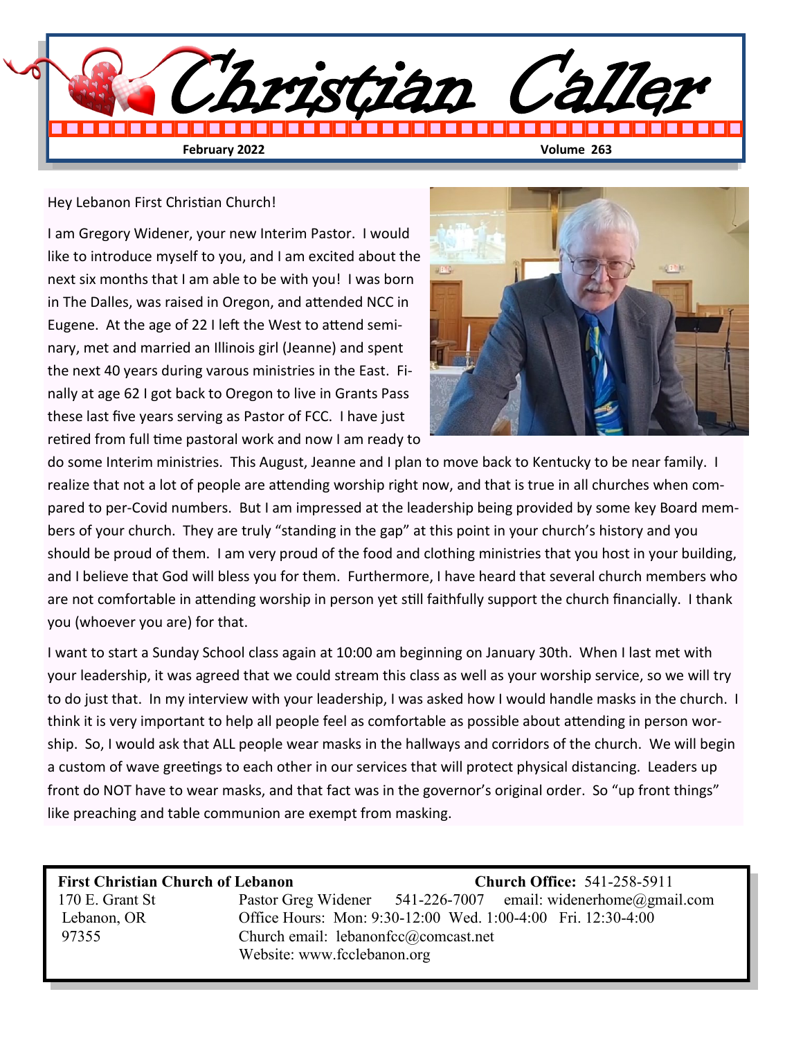# Christian Caller

**February 2022** **Volume 263**

Hey Lebanon First Christian Church!

I am Gregory Widener, your new Interim Pastor. I would like to introduce myself to you, and I am excited about the next six months that I am able to be with you! I was born in The Dalles, was raised in Oregon, and attended NCC in Eugene. At the age of 22 I left the West to attend seminary, met and married an Illinois girl (Jeanne) and spent the next 40 years during varous ministries in the East. Finally at age 62 I got back to Oregon to live in Grants Pass these last five years serving as Pastor of FCC. I have just retired from full time pastoral work and now I am ready to do some Interim ministries. This August, Jeanne and I plan to move back to Kentucky to be near family. I realize that not a lot of people are attending worship right now, and that is true in all churches when compared to per-Covid numbers. But I am impressed at the leadership being provided by some key Board members of your church. They are truly "standing in the gap" at this point in your church's history and you should be proud of them. I am very proud of the food and clothing ministries that you host in your building, and I believe that God will bless you for them. Furthermore, I have heard that several church members who are not comfortable in attending worship in person yet still faithfully support the church financially. I thank you (whoever you are) for that.

I want to start a Sunday School class again at 10:00 am beginning on January 30th. When I last met with your leadership, it was agreed that we could stream this class as well as your worship service, so we will try to do just that. In my interview with your leadership, I was asked how I would handle masks in the church. I think it is very important to help all people feel as comfortable as possible about attending in person worship. So, I would ask that ALL people wear masks in the hallways and corridors of the church. We will begin a custom of wave greetings to each other in our services that will protect physical distancing. Leaders up front do NOT have to wear masks, and that fact was in the governor's original order. So "up front things" like preaching and table communion are exempt from masking.

---

**First Christian Church of Lebanon**
170 E. Grant St
Lebanon, OR
97355

**Church Office:** 541-258-5911
Pastor Greg Widener 541-226-7007 email: widenerhome@gmail.com
Office Hours: Mon: 9:30-12:00 Wed. 1:00-4:00 Fri. 12:30-4:00
Church email: lebanonfcc@comcast.net
Website: www.fcclebanon.org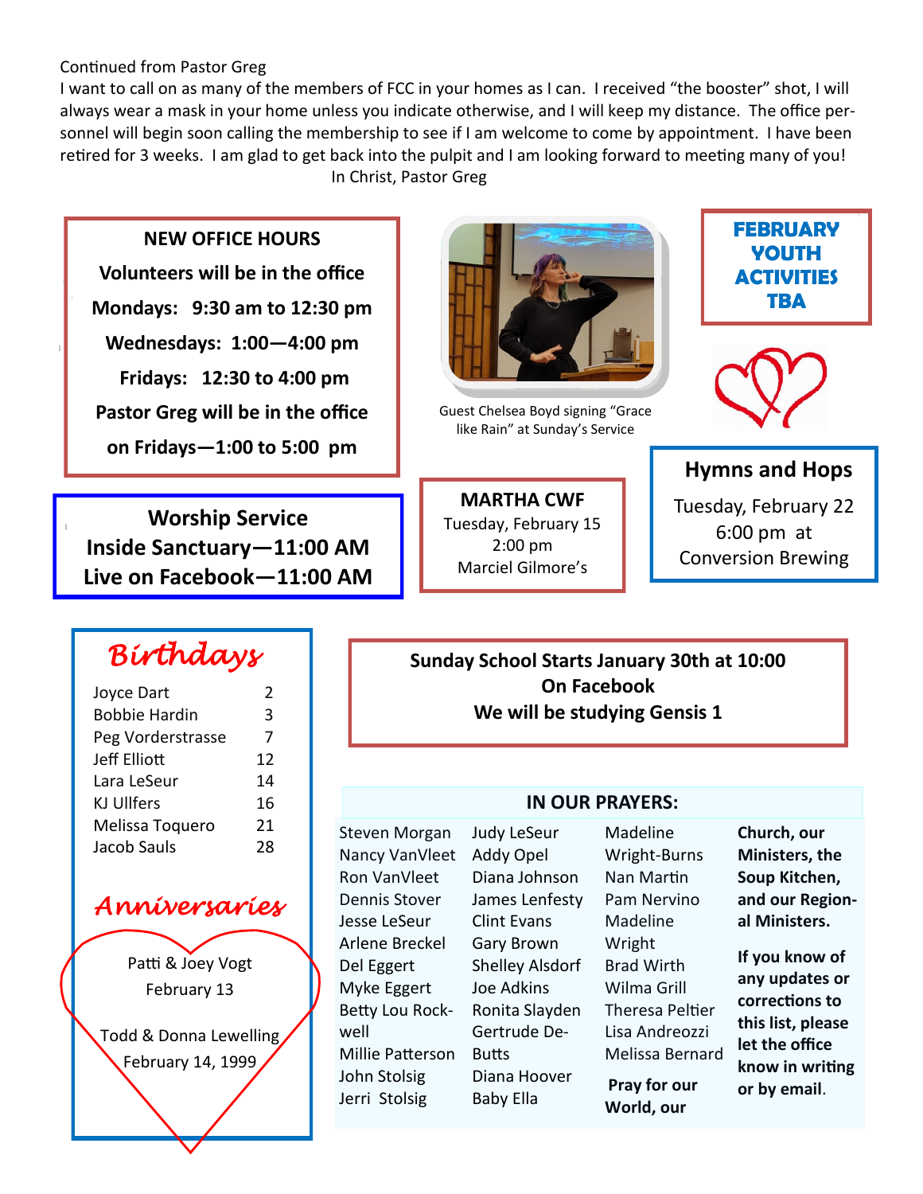Continued from Pastor Greg

I want to call on as many of the members of FCC in your homes as I can. I received "the booster" shot, I will always wear a mask in your home unless you indicate otherwise, and I will keep my distance. The office personnel will begin soon calling the membership to see if I am welcome to come by appointment. I have been retired for 3 weeks. I am glad to get back into the pulpit and I am looking forward to meeting many of you!

In Christ, Pastor Greg

**NEW OFFICE HOURS**

**Volunteers will be in the office**

**Mondays: 9:30 am to 12:30 pm**

**Wednesdays: 1:00—4:00 pm**

**Fridays: 12:30 to 4:00 pm**

**Pastor Greg will be in the office on Fridays—1:00 to 5:00 pm**

Guest Chelsea Boyd signing "Grace like Rain" at Sunday's Service

**FEBRUARY YOUTH ACTIVITIES TBA**

**Worship Service**
**Inside Sanctuary—11:00 AM**
**Live on Facebook—11:00 AM**

**MARTHA CWF**
Tuesday, February 15
2:00 pm
Marciel Gilmore's

**Hymns and Hops**
Tuesday, February 22
6:00 pm at
Conversion Brewing

## *Birthdays*

| | |
|---|---|
| Joyce Dart | 2 |
| Bobbie Hardin | 3 |
| Peg Vorderstrasse | 7 |
| Jeff Elliott | 12 |
| Lara LeSeur | 14 |
| KJ Ullfers | 16 |
| Melissa Toquero | 21 |
| Jacob Sauls | 28 |

## *Anniversaries*

Patti & Joey Vogt
February 13

Todd & Donna Lewelling
February 14, 1999

**Sunday School Starts January 30th at 10:00**
**On Facebook**
**We will be studying Gensis 1**

## IN OUR PRAYERS:

Steven Morgan
Nancy VanVleet
Ron VanVleet
Dennis Stover
Jesse LeSeur
Arlene Breckel
Del Eggert
Myke Eggert
Betty Lou Rockwell
Millie Patterson
John Stolsig
Jerri Stolsig
Judy LeSeur
Addy Opel
Diana Johnson
James Lenfesty
Clint Evans
Gary Brown
Shelley Alsdorf
Joe Adkins
Ronita Slayden
Gertrude DeButts
Diana Hoover
Baby Ella
Madeline Wright-Burns
Nan Martin
Pam Nervino
Madeline Wright
Brad Wirth
Wilma Grill
Theresa Peltier
Lisa Andreozzi
Melissa Bernard

**Pray for our World, our Church, our Ministers, the Soup Kitchen, and our Regional Ministers.**

**If you know of any updates or corrections to this list, please let the office know in writing or by email.**